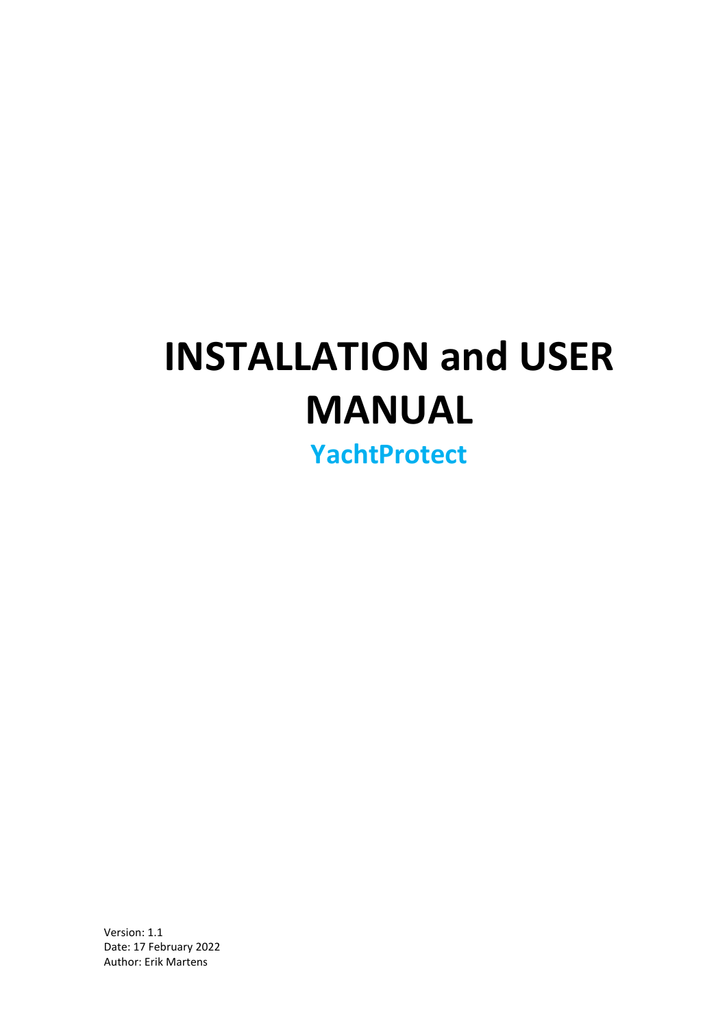# INSTALLATION and USER MANUAL

## YachtProtect

Version: 1.1
Date: 17 February 2022
Author: Erik Martens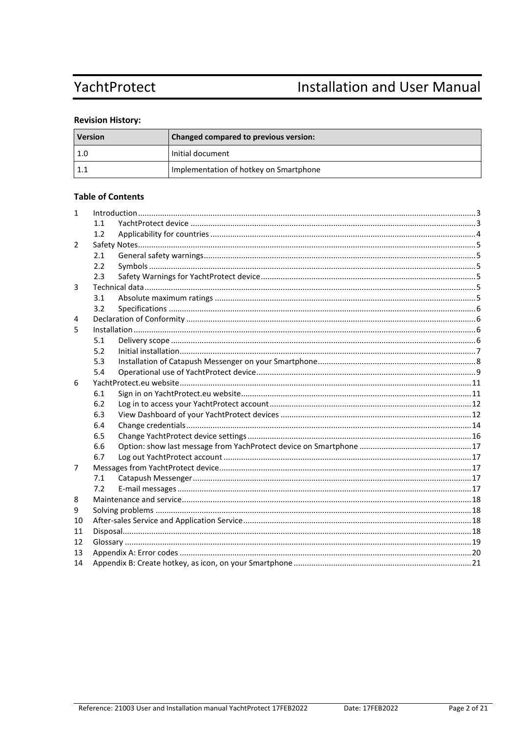**Revision History:**

| Version | Changed compared to previous version: |
|---|---|
| 1.0 | Initial document |
| 1.1 | Implementation of hotkey on Smartphone |

**Table of Contents**

1 Introduction ..... 3
- 1.1 YachtProtect device ..... 3
- 1.2 Applicability for countries ..... 4

2 Safety Notes ..... 5
- 2.1 General safety warnings ..... 5
- 2.2 Symbols ..... 5
- 2.3 Safety Warnings for YachtProtect device ..... 5

3 Technical data ..... 5
- 3.1 Absolute maximum ratings ..... 5
- 3.2 Specifications ..... 6

4 Declaration of Conformity ..... 6

5 Installation ..... 6
- 5.1 Delivery scope ..... 6
- 5.2 Initial installation ..... 7
- 5.3 Installation of Catapush Messenger on your Smartphone ..... 8
- 5.4 Operational use of YachtProtect device ..... 9

6 YachtProtect.eu website ..... 11
- 6.1 Sign in on YachtProtect.eu website ..... 11
- 6.2 Log in to access your YachtProtect account ..... 12
- 6.3 View Dashboard of your YachtProtect devices ..... 12
- 6.4 Change credentials ..... 14
- 6.5 Change YachtProtect device settings ..... 16
- 6.6 Option: show last message from YachProtect device on Smartphone ..... 17
- 6.7 Log out YachtProtect account ..... 17

7 Messages from YachtProtect device ..... 17
- 7.1 Catapush Messenger ..... 17
- 7.2 E-mail messages ..... 17

8 Maintenance and service ..... 18

9 Solving problems ..... 18

10 After-sales Service and Application Service ..... 18

11 Disposal ..... 18

12 Glossary ..... 19

13 Appendix A: Error codes ..... 20

14 Appendix B: Create hotkey, as icon, on your Smartphone ..... 21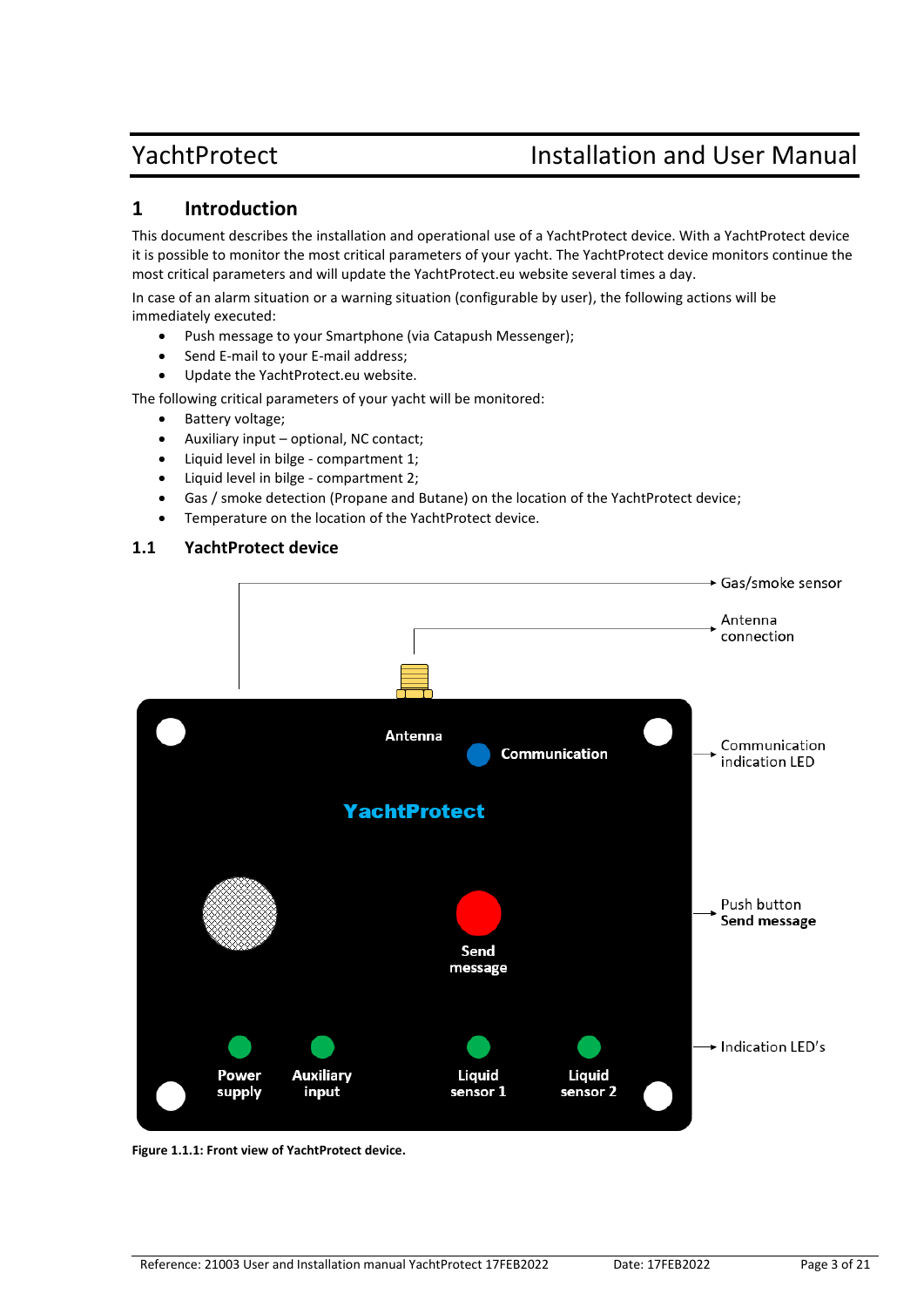# 1 Introduction

This document describes the installation and operational use of a YachtProtect device. With a YachtProtect device it is possible to monitor the most critical parameters of your yacht. The YachtProtect device monitors continue the most critical parameters and will update the YachtProtect.eu website several times a day.

In case of an alarm situation or a warning situation (configurable by user), the following actions will be immediately executed:

- Push message to your Smartphone (via Catapush Messenger);
- Send E-mail to your E-mail address;
- Update the YachtProtect.eu website.

The following critical parameters of your yacht will be monitored:

- Battery voltage;
- Auxiliary input – optional, NC contact;
- Liquid level in bilge - compartment 1;
- Liquid level in bilge - compartment 2;
- Gas / smoke detection (Propane and Butane) on the location of the YachtProtect device;
- Temperature on the location of the YachtProtect device.

## 1.1 YachtProtect device

Gas/smoke sensor

Antenna connection

Antenna

Communication

Communication indication LED

YachtProtect

Send message

Push button **Send message**

Power supply

Auxiliary input

Liquid sensor 1

Liquid sensor 2

Indication LED's

**Figure 1.1.1: Front view of YachtProtect device.**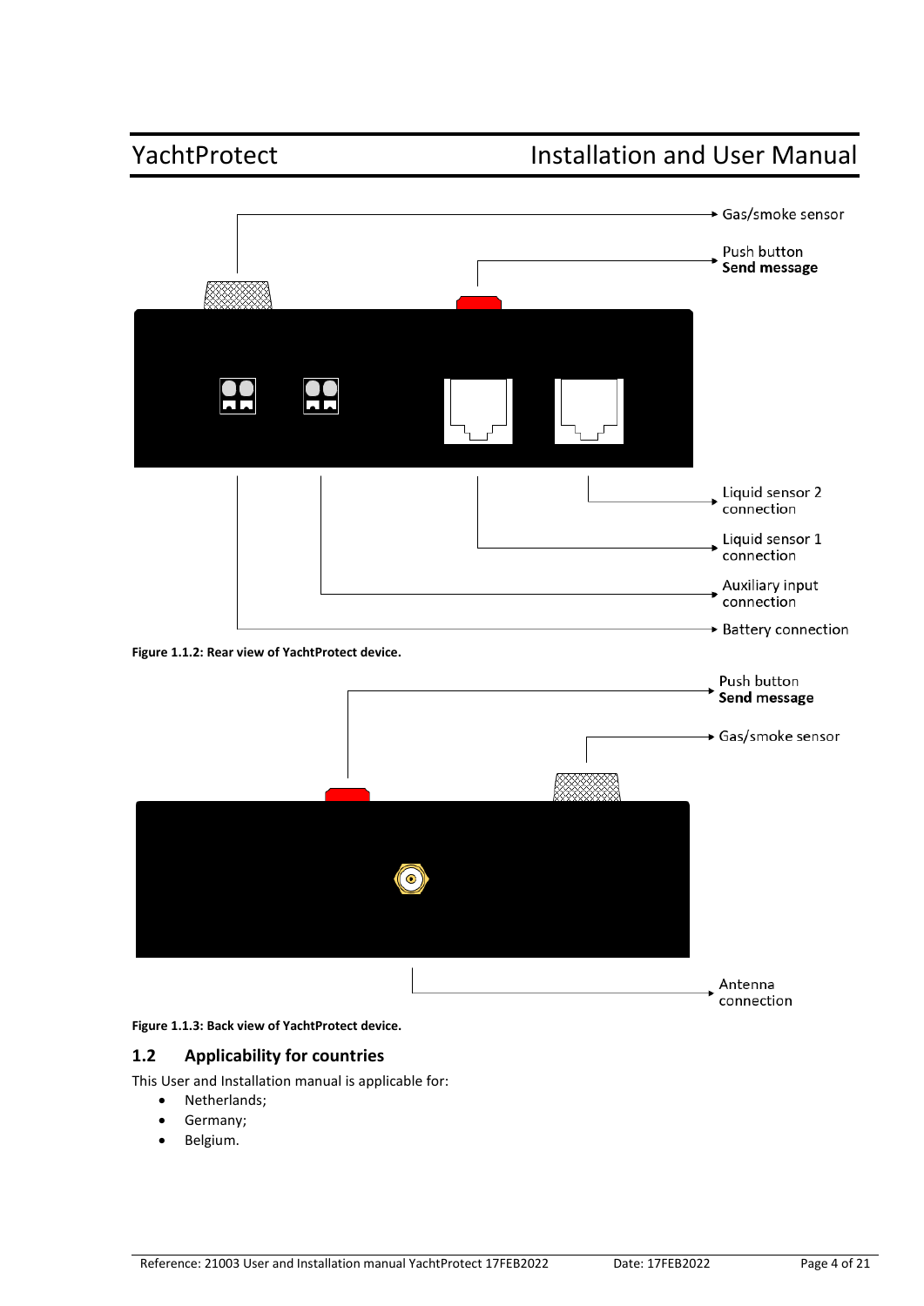Gas/smoke sensor

Push button
**Send message**

Liquid sensor 2 connection

Liquid sensor 1 connection

Auxiliary input connection

Battery connection

**Figure 1.1.2: Rear view of YachtProtect device.**

Push button
**Send message**

Gas/smoke sensor

Antenna connection

**Figure 1.1.3: Back view of YachtProtect device.**

## 1.2 Applicability for countries

This User and Installation manual is applicable for:

- Netherlands;
- Germany;
- Belgium.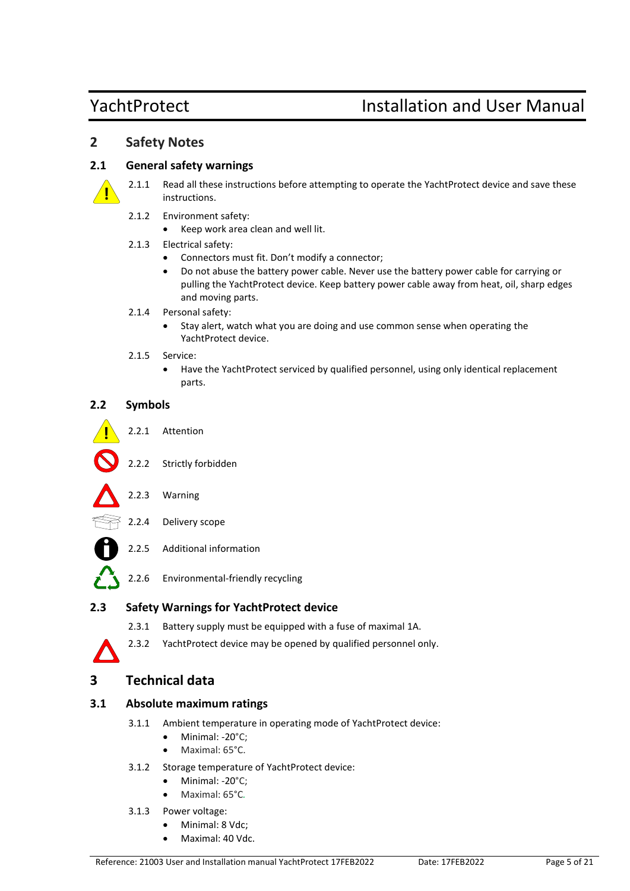# 2 Safety Notes

## 2.1 General safety warnings

2.1.1 Read all these instructions before attempting to operate the YachtProtect device and save these instructions.

2.1.2 Environment safety:

- Keep work area clean and well lit.

2.1.3 Electrical safety:

- Connectors must fit. Don't modify a connector;
- Do not abuse the battery power cable. Never use the battery power cable for carrying or pulling the YachtProtect device. Keep battery power cable away from heat, oil, sharp edges and moving parts.

2.1.4 Personal safety:

- Stay alert, watch what you are doing and use common sense when operating the YachtProtect device.

2.1.5 Service:

- Have the YachtProtect serviced by qualified personnel, using only identical replacement parts.

## 2.2 Symbols

2.2.1 Attention

2.2.2 Strictly forbidden

2.2.3 Warning

2.2.4 Delivery scope

2.2.5 Additional information

2.2.6 Environmental-friendly recycling

## 2.3 Safety Warnings for YachtProtect device

2.3.1 Battery supply must be equipped with a fuse of maximal 1A.

2.3.2 YachtProtect device may be opened by qualified personnel only.

# 3 Technical data

## 3.1 Absolute maximum ratings

3.1.1 Ambient temperature in operating mode of YachtProtect device:

- Minimal: -20°C;
- Maximal: 65°C.

3.1.2 Storage temperature of YachtProtect device:

- Minimal: -20°C;
- Maximal: 65°C.

3.1.3 Power voltage:

- Minimal: 8 Vdc;
- Maximal: 40 Vdc.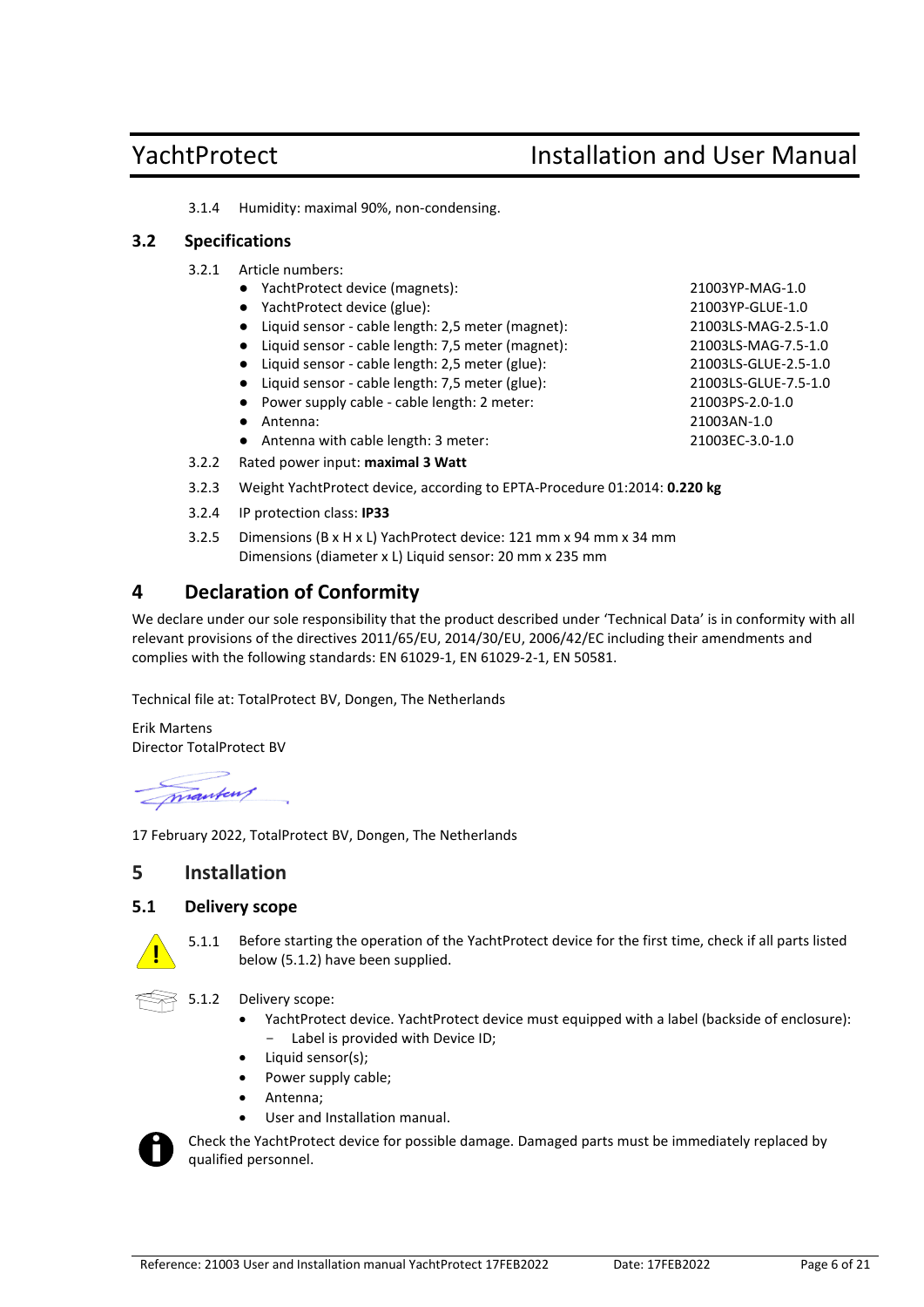3.1.4 Humidity: maximal 90%, non-condensing.

## 3.2 Specifications

3.2.1 Article numbers:

- YachtProtect device (magnets): 21003YP-MAG-1.0
- YachtProtect device (glue): 21003YP-GLUE-1.0
- Liquid sensor - cable length: 2,5 meter (magnet): 21003LS-MAG-2.5-1.0
- Liquid sensor - cable length: 7,5 meter (magnet): 21003LS-MAG-7.5-1.0
- Liquid sensor - cable length: 2,5 meter (glue): 21003LS-GLUE-2.5-1.0
- Liquid sensor - cable length: 7,5 meter (glue): 21003LS-GLUE-7.5-1.0
- Power supply cable - cable length: 2 meter: 21003PS-2.0-1.0
- Antenna: 21003AN-1.0
- Antenna with cable length: 3 meter: 21003EC-3.0-1.0

3.2.2 Rated power input: **maximal 3 Watt**

3.2.3 Weight YachtProtect device, according to EPTA-Procedure 01:2014: **0.220 kg**

3.2.4 IP protection class: **IP33**

3.2.5 Dimensions (B x H x L) YachtProtect device: 121 mm x 94 mm x 34 mm
Dimensions (diameter x L) Liquid sensor: 20 mm x 235 mm

# 4 Declaration of Conformity

We declare under our sole responsibility that the product described under 'Technical Data' is in conformity with all relevant provisions of the directives 2011/65/EU, 2014/30/EU, 2006/42/EC including their amendments and complies with the following standards: EN 61029-1, EN 61029-2-1, EN 50581.

Technical file at: TotalProtect BV, Dongen, The Netherlands

Erik Martens
Director TotalProtect BV

17 February 2022, TotalProtect BV, Dongen, The Netherlands

# 5 Installation

## 5.1 Delivery scope

5.1.1 Before starting the operation of the YachtProtect device for the first time, check if all parts listed below (5.1.2) have been supplied.

5.1.2 Delivery scope:

- YachtProtect device. YachtProtect device must equipped with a label (backside of enclosure):
  - Label is provided with Device ID;
- Liquid sensor(s);
- Power supply cable;
- Antenna;
- User and Installation manual.

Check the YachtProtect device for possible damage. Damaged parts must be immediately replaced by qualified personnel.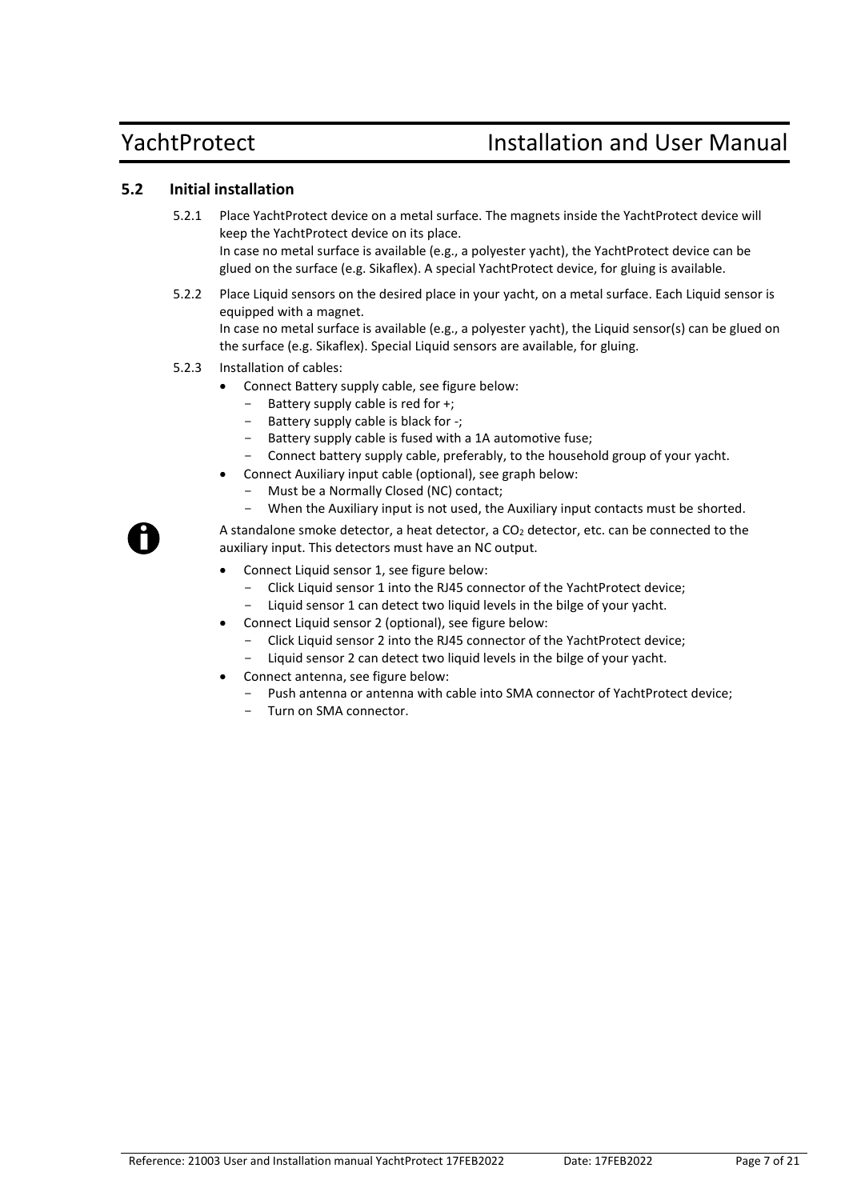## 5.2 Initial installation

5.2.1 Place YachtProtect device on a metal surface. The magnets inside the YachtProtect device will keep the YachtProtect device on its place.
In case no metal surface is available (e.g., a polyester yacht), the YachtProtect device can be glued on the surface (e.g. Sikaflex). A special YachtProtect device, for gluing is available.

5.2.2 Place Liquid sensors on the desired place in your yacht, on a metal surface. Each Liquid sensor is equipped with a magnet.
In case no metal surface is available (e.g., a polyester yacht), the Liquid sensor(s) can be glued on the surface (e.g. Sikaflex). Special Liquid sensors are available, for gluing.

5.2.3 Installation of cables:

- Connect Battery supply cable, see figure below:
  - Battery supply cable is red for +;
  - Battery supply cable is black for -;
  - Battery supply cable is fused with a 1A automotive fuse;
  - Connect battery supply cable, preferably, to the household group of your yacht.
- Connect Auxiliary input cable (optional), see graph below:
  - Must be a Normally Closed (NC) contact;
  - When the Auxiliary input is not used, the Auxiliary input contacts must be shorted.

A standalone smoke detector, a heat detector, a $CO_2$ detector, etc. can be connected to the auxiliary input. This detectors must have an NC output.

- Connect Liquid sensor 1, see figure below:
  - Click Liquid sensor 1 into the RJ45 connector of the YachtProtect device;
  - Liquid sensor 1 can detect two liquid levels in the bilge of your yacht.
- Connect Liquid sensor 2 (optional), see figure below:
  - Click Liquid sensor 2 into the RJ45 connector of the YachtProtect device;
  - Liquid sensor 2 can detect two liquid levels in the bilge of your yacht.
- Connect antenna, see figure below:
  - Push antenna or antenna with cable into SMA connector of YachtProtect device;
  - Turn on SMA connector.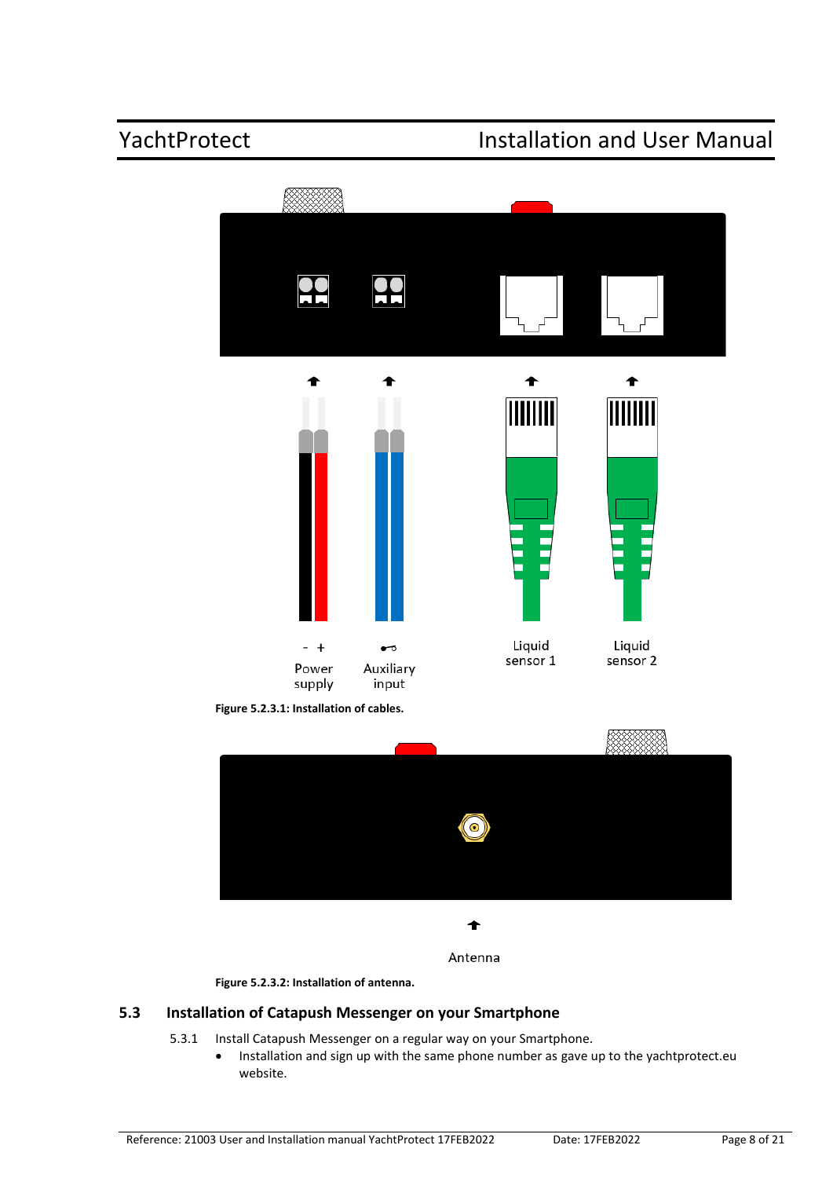- +
Power supply

Auxiliary input

Liquid sensor 1

Liquid sensor 2

**Figure 5.2.3.1: Installation of cables.**

Antenna

**Figure 5.2.3.2: Installation of antenna.**

## 5.3 Installation of Catapush Messenger on your Smartphone

5.3.1 Install Catapush Messenger on a regular way on your Smartphone.

- Installation and sign up with the same phone number as gave up to the yachtprotect.eu website.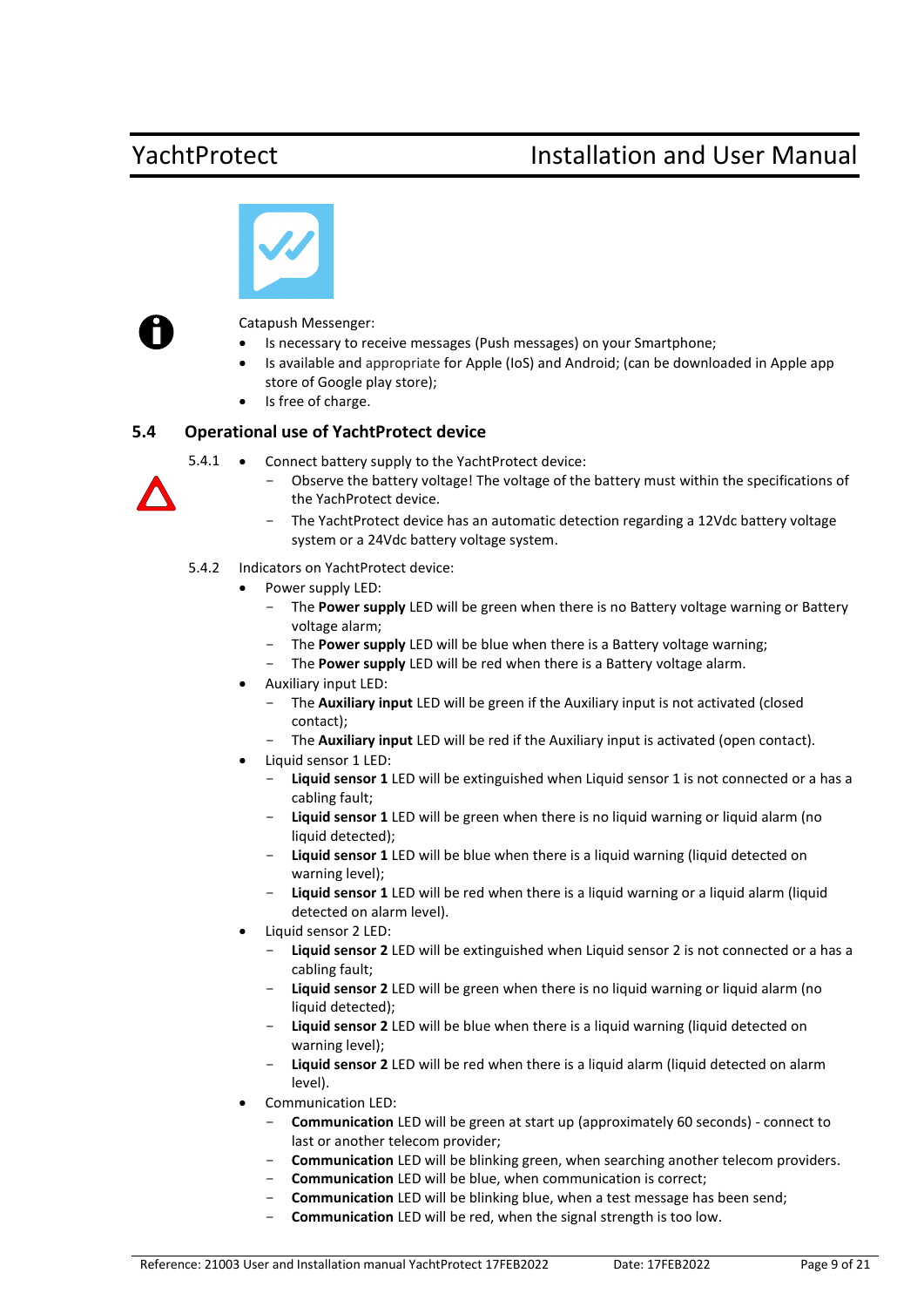Catapush Messenger:

- Is necessary to receive messages (Push messages) on your Smartphone;
- Is available and appropriate for Apple (IoS) and Android; (can be downloaded in Apple app store of Google play store);
- Is free of charge.

## 5.4 Operational use of YachtProtect device

5.4.1

- Connect battery supply to the YachtProtect device:
  - Observe the battery voltage! The voltage of the battery must within the specifications of the YachProtect device.
  - The YachtProtect device has an automatic detection regarding a 12Vdc battery voltage system or a 24Vdc battery voltage system.

5.4.2 Indicators on YachtProtect device:

- Power supply LED:
  - The **Power supply** LED will be green when there is no Battery voltage warning or Battery voltage alarm;
  - The **Power supply** LED will be blue when there is a Battery voltage warning;
  - The **Power supply** LED will be red when there is a Battery voltage alarm.
- Auxiliary input LED:
  - The **Auxiliary input** LED will be green if the Auxiliary input is not activated (closed contact);
  - The **Auxiliary input** LED will be red if the Auxiliary input is activated (open contact).
- Liquid sensor 1 LED:
  - **Liquid sensor 1** LED will be extinguished when Liquid sensor 1 is not connected or a has a cabling fault;
  - **Liquid sensor 1** LED will be green when there is no liquid warning or liquid alarm (no liquid detected);
  - **Liquid sensor 1** LED will be blue when there is a liquid warning (liquid detected on warning level);
  - **Liquid sensor 1** LED will be red when there is a liquid warning or a liquid alarm (liquid detected on alarm level).
- Liquid sensor 2 LED:
  - **Liquid sensor 2** LED will be extinguished when Liquid sensor 2 is not connected or a has a cabling fault;
  - **Liquid sensor 2** LED will be green when there is no liquid warning or liquid alarm (no liquid detected);
  - **Liquid sensor 2** LED will be blue when there is a liquid warning (liquid detected on warning level);
  - **Liquid sensor 2** LED will be red when there is a liquid alarm (liquid detected on alarm level).
- Communication LED:
  - **Communication** LED will be green at start up (approximately 60 seconds) - connect to last or another telecom provider;
  - **Communication** LED will be blinking green, when searching another telecom providers.
  - **Communication** LED will be blue, when communication is correct;
  - **Communication** LED will be blinking blue, when a test message has been send;
  - **Communication** LED will be red, when the signal strength is too low.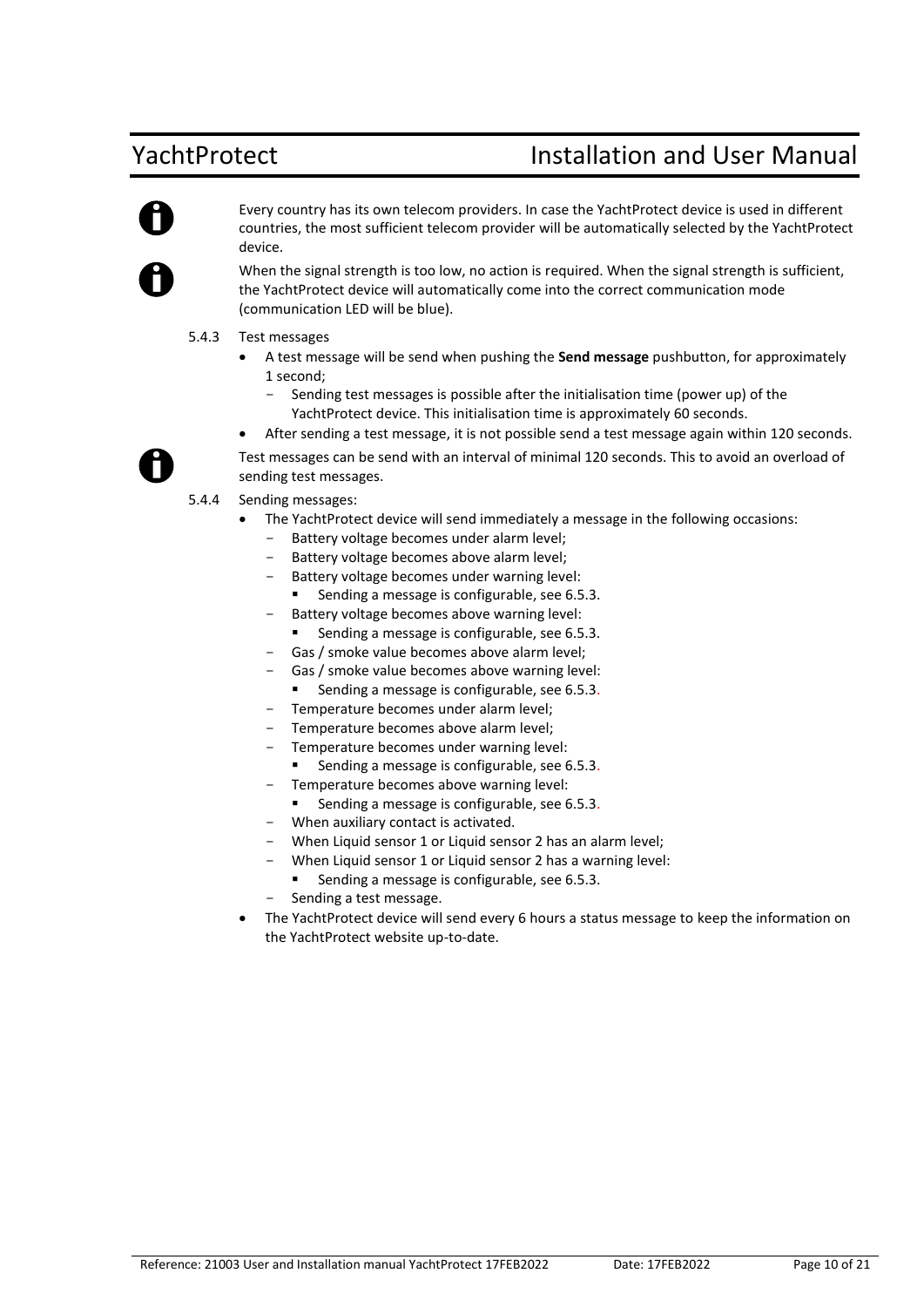Every country has its own telecom providers. In case the YachtProtect device is used in different countries, the most sufficient telecom provider will be automatically selected by the YachtProtect device.

When the signal strength is too low, no action is required. When the signal strength is sufficient, the YachtProtect device will automatically come into the correct communication mode (communication LED will be blue).

### 5.4.3 Test messages

- A test message will be send when pushing the **Send message** pushbutton, for approximately 1 second;
  - Sending test messages is possible after the initialisation time (power up) of the YachtProtect device. This initialisation time is approximately 60 seconds.
- After sending a test message, it is not possible send a test message again within 120 seconds.

Test messages can be send with an interval of minimal 120 seconds. This to avoid an overload of sending test messages.

### 5.4.4 Sending messages:

- The YachtProtect device will send immediately a message in the following occasions:
  - Battery voltage becomes under alarm level;
  - Battery voltage becomes above alarm level;
  - Battery voltage becomes under warning level:
    - Sending a message is configurable, see 6.5.3.
  - Battery voltage becomes above warning level:
    - Sending a message is configurable, see 6.5.3.
  - Gas / smoke value becomes above alarm level;
  - Gas / smoke value becomes above warning level:
    - Sending a message is configurable, see 6.5.3.
  - Temperature becomes under alarm level;
  - Temperature becomes above alarm level;
  - Temperature becomes under warning level:
    - Sending a message is configurable, see 6.5.3.
  - Temperature becomes above warning level:
    - Sending a message is configurable, see 6.5.3.
  - When auxiliary contact is activated.
  - When Liquid sensor 1 or Liquid sensor 2 has an alarm level;
  - When Liquid sensor 1 or Liquid sensor 2 has a warning level:
    - Sending a message is configurable, see 6.5.3.
  - Sending a test message.
- The YachtProtect device will send every 6 hours a status message to keep the information on the YachtProtect website up-to-date.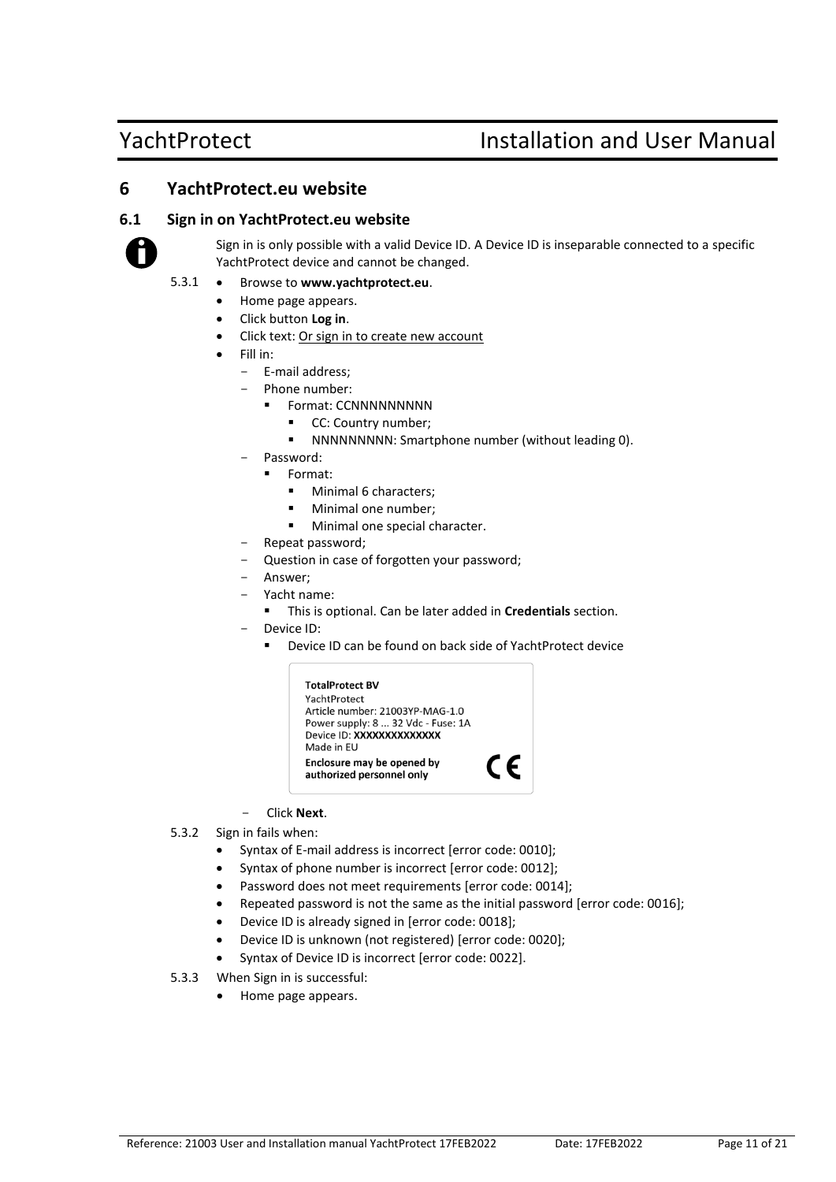## 6 YachtProtect.eu website

### 6.1 Sign in on YachtProtect.eu website

Sign in is only possible with a valid Device ID. A Device ID is inseparable connected to a specific YachtProtect device and cannot be changed.

5.3.1
- Browse to **www.yachtprotect.eu**.
- Home page appears.
- Click button **Log in**.
- Click text: Or sign in to create new account
- Fill in:
  - E-mail address;
  - Phone number:
    - Format: CCNNNNNNNNN
      - CC: Country number;
      - NNNNNNNNN: Smartphone number (without leading 0).
  - Password:
    - Format:
      - Minimal 6 characters;
      - Minimal one number;
      - Minimal one special character.
  - Repeat password;
  - Question in case of forgotten your password;
  - Answer;
  - Yacht name:
    - This is optional. Can be later added in **Credentials** section.
  - Device ID:
    - Device ID can be found on back side of YachtProtect device

      **TotalProtect BV**
      YachtProtect
      Article number: 21003YP-MAG-1.0
      Power supply: 8 ... 32 Vdc - Fuse: 1A
      Device ID: **XXXXXXXXXXXXXX**
      Made in EU
      **Enclosure may be opened by authorized personnel only**
      CE

  - Click **Next**.

5.3.2 Sign in fails when:
- Syntax of E-mail address is incorrect [error code: 0010];
- Syntax of phone number is incorrect [error code: 0012];
- Password does not meet requirements [error code: 0014];
- Repeated password is not the same as the initial password [error code: 0016];
- Device ID is already signed in [error code: 0018];
- Device ID is unknown (not registered) [error code: 0020];
- Syntax of Device ID is incorrect [error code: 0022].

5.3.3 When Sign in is successful:
- Home page appears.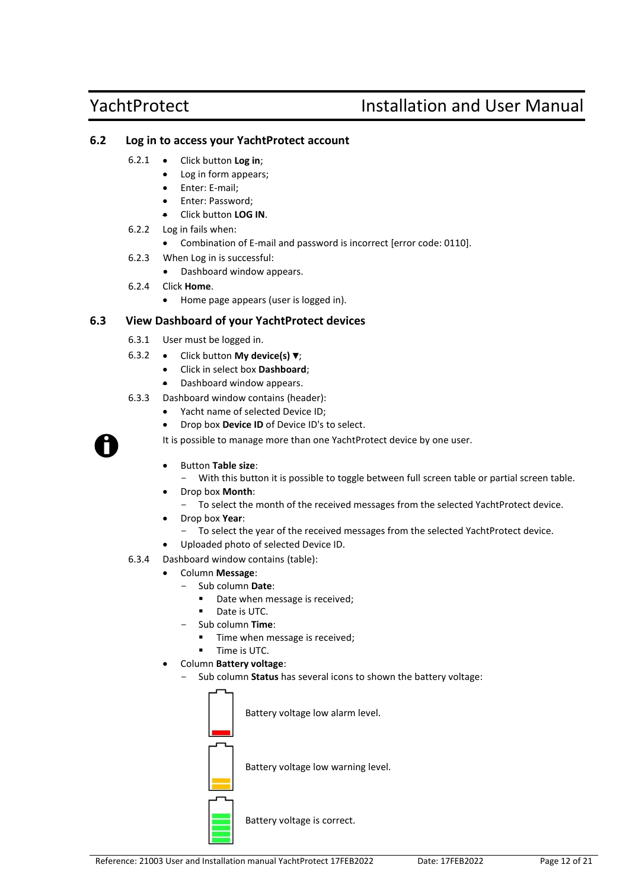## 6.2 Log in to access your YachtProtect account

6.2.1
- Click button **Log in**;
- Log in form appears;
- Enter: E-mail;
- Enter: Password;
- Click button **LOG IN**.

6.2.2 Log in fails when:
- Combination of E-mail and password is incorrect [error code: 0110].

6.2.3 When Log in is successful:
- Dashboard window appears.

6.2.4 Click **Home**.
- Home page appears (user is logged in).

## 6.3 View Dashboard of your YachtProtect devices

6.3.1 User must be logged in.

6.3.2
- Click button **My device(s) ▼**;
- Click in select box **Dashboard**;
- Dashboard window appears.

6.3.3 Dashboard window contains (header):
- Yacht name of selected Device ID;
- Drop box **Device ID** of Device ID's to select.

It is possible to manage more than one YachtProtect device by one user.

- Button **Table size**:
  - With this button it is possible to toggle between full screen table or partial screen table.
- Drop box **Month**:
  - To select the month of the received messages from the selected YachtProtect device.
- Drop box **Year**:
  - To select the year of the received messages from the selected YachtProtect device.
- Uploaded photo of selected Device ID.

6.3.4 Dashboard window contains (table):
- Column **Message**:
  - Sub column **Date**:
    - Date when message is received;
    - Date is UTC.
  - Sub column **Time**:
    - Time when message is received;
    - Time is UTC.
- Column **Battery voltage**:
  - Sub column **Status** has several icons to shown the battery voltage:

Battery voltage low alarm level.

Battery voltage low warning level.

Battery voltage is correct.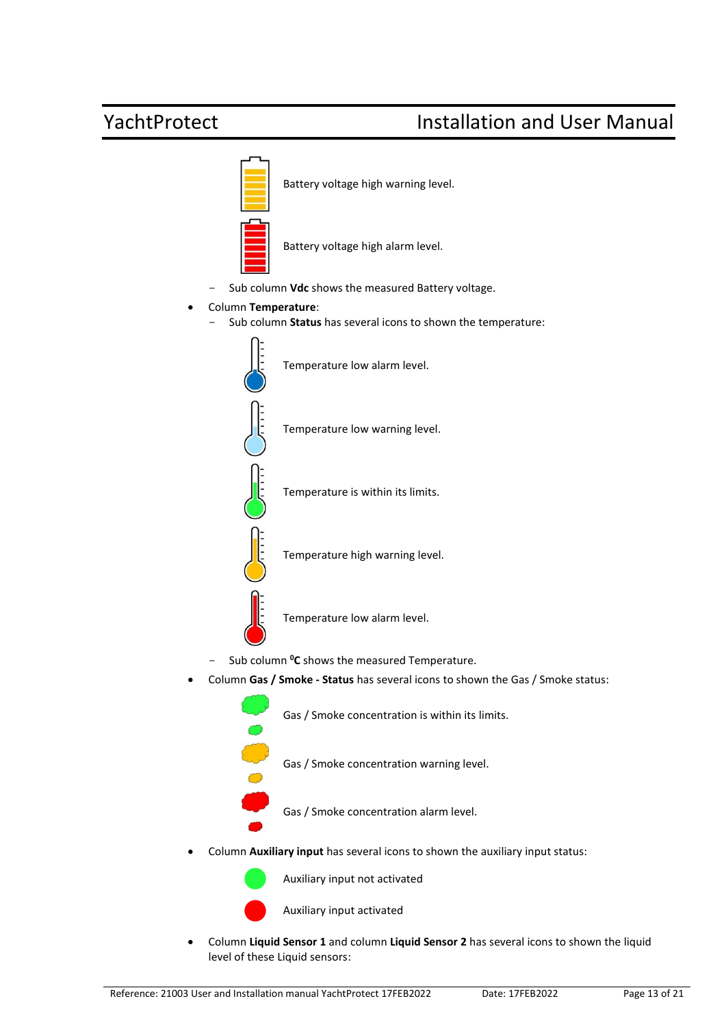Battery voltage high warning level.

Battery voltage high alarm level.

- Sub column **Vdc** shows the measured Battery voltage.

- Column **Temperature**:
  - Sub column **Status** has several icons to shown the temperature:

    Temperature low alarm level.

    Temperature low warning level.

    Temperature is within its limits.

    Temperature high warning level.

    Temperature low alarm level.

  - Sub column **°C** shows the measured Temperature.
- Column **Gas / Smoke - Status** has several icons to shown the Gas / Smoke status:

  Gas / Smoke concentration is within its limits.

  Gas / Smoke concentration warning level.

  Gas / Smoke concentration alarm level.

- Column **Auxiliary input** has several icons to shown the auxiliary input status:

  Auxiliary input not activated

  Auxiliary input activated

- Column **Liquid Sensor 1** and column **Liquid Sensor 2** has several icons to shown the liquid level of these Liquid sensors: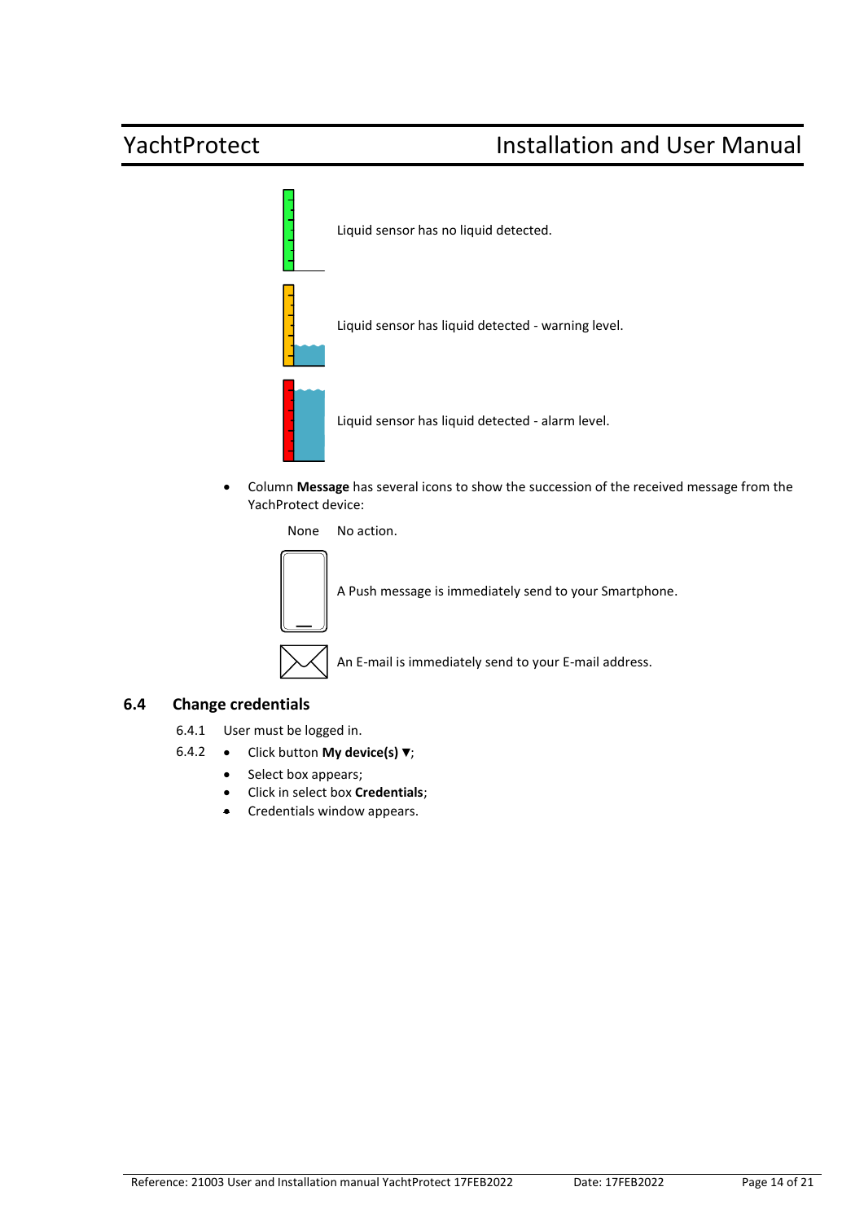Liquid sensor has no liquid detected.

Liquid sensor has liquid detected - warning level.

Liquid sensor has liquid detected - alarm level.

- Column **Message** has several icons to show the succession of the received message from the YachProtect device:

  None No action.

  A Push message is immediately send to your Smartphone.

  An E-mail is immediately send to your E-mail address.

## 6.4 Change credentials

6.4.1 User must be logged in.

6.4.2
- Click button **My device(s) ▼**;
- Select box appears;
- Click in select box **Credentials**;
- Credentials window appears.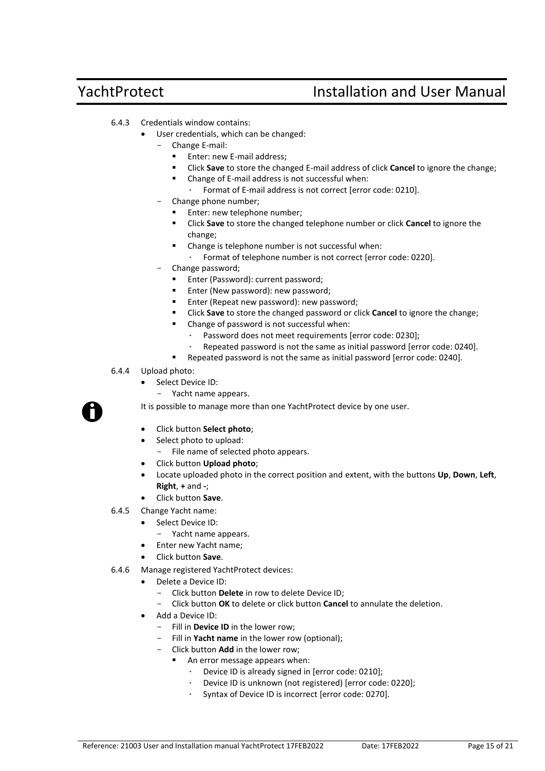6.4.3 Credentials window contains:

- User credentials, which can be changed:
  - Change E-mail:
    - Enter: new E-mail address;
    - Click **Save** to store the changed E-mail address of click **Cancel** to ignore the change;
    - Change of E-mail address is not successful when:
      - Format of E-mail address is not correct [error code: 0210].
  - Change phone number;
    - Enter: new telephone number;
    - Click **Save** to store the changed telephone number or click **Cancel** to ignore the change;
    - Change is telephone number is not successful when:
      - Format of telephone number is not correct [error code: 0220].
  - Change password;
    - Enter (Password): current password;
    - Enter (New password): new password;
    - Enter (Repeat new password): new password;
    - Click **Save** to store the changed password or click **Cancel** to ignore the change;
    - Change of password is not successful when:
      - Password does not meet requirements [error code: 0230];
      - Repeated password is not the same as initial password [error code: 0240].
    - Repeated password is not the same as initial password [error code: 0240].

6.4.4 Upload photo:

- Select Device ID:
  - Yacht name appears.

It is possible to manage more than one YachtProtect device by one user.

- Click button **Select photo**;
- Select photo to upload:
  - File name of selected photo appears.
- Click button **Upload photo**;
- Locate uploaded photo in the correct position and extent, with the buttons **Up**, **Down**, **Left**, **Right**, **+** and **-**;
- Click button **Save**.

6.4.5 Change Yacht name:

- Select Device ID:
  - Yacht name appears.
- Enter new Yacht name;
- Click button **Save**.

6.4.6 Manage registered YachtProtect devices:

- Delete a Device ID:
  - Click button **Delete** in row to delete Device ID;
  - Click button **OK** to delete or click button **Cancel** to annulate the deletion.
- Add a Device ID:
  - Fill in **Device ID** in the lower row;
  - Fill in **Yacht name** in the lower row (optional);
  - Click button **Add** in the lower row;
    - An error message appears when:
      - Device ID is already signed in [error code: 0210];
      - Device ID is unknown (not registered) [error code: 0220];
      - Syntax of Device ID is incorrect [error code: 0270].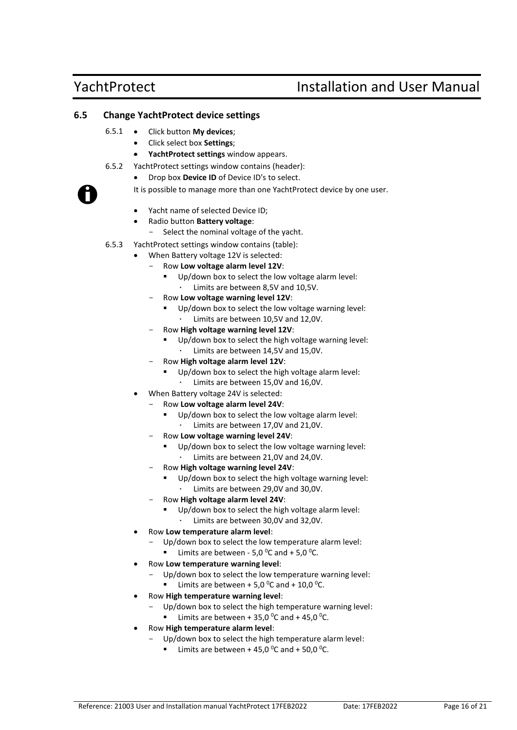## 6.5 Change YachtProtect device settings

6.5.1
- Click button **My devices**;
- Click select box **Settings**;
- **YachtProtect settings** window appears.

6.5.2 YachtProtect settings window contains (header):
- Drop box **Device ID** of Device ID's to select.

It is possible to manage more than one YachtProtect device by one user.

- Yacht name of selected Device ID;
- Radio button **Battery voltage**:
  - Select the nominal voltage of the yacht.

6.5.3 YachtProtect settings window contains (table):
- When Battery voltage 12V is selected:
  - Row **Low voltage alarm level 12V**:
    - Up/down box to select the low voltage alarm level:
      - Limits are between 8,5V and 10,5V.
  - Row **Low voltage warning level 12V**:
    - Up/down box to select the low voltage warning level:
      - Limits are between 10,5V and 12,0V.
  - Row **High voltage warning level 12V**:
    - Up/down box to select the high voltage warning level:
      - Limits are between 14,5V and 15,0V.
  - Row **High voltage alarm level 12V**:
    - Up/down box to select the high voltage alarm level:
      - Limits are between 15,0V and 16,0V.
- When Battery voltage 24V is selected:
  - Row **Low voltage alarm level 24V**:
    - Up/down box to select the low voltage alarm level:
      - Limits are between 17,0V and 21,0V.
  - Row **Low voltage warning level 24V**:
    - Up/down box to select the low voltage warning level:
      - Limits are between 21,0V and 24,0V.
  - Row **High voltage warning level 24V**:
    - Up/down box to select the high voltage warning level:
      - Limits are between 29,0V and 30,0V.
  - Row **High voltage alarm level 24V**:
    - Up/down box to select the high voltage alarm level:
      - Limits are between 30,0V and 32,0V.
- Row **Low temperature alarm level**:
  - Up/down box to select the low temperature alarm level:
    - Limits are between - 5,0 $^0$C and + 5,0 $^0$C.
- Row **Low temperature warning level**:
  - Up/down box to select the low temperature warning level:
    - Limits are between + 5,0 $^0$C and + 10,0 $^0$C.
- Row **High temperature warning level**:
  - Up/down box to select the high temperature warning level:
    - Limits are between + 35,0 $^0$C and + 45,0 $^0$C.
- Row **High temperature alarm level**:
  - Up/down box to select the high temperature alarm level:
    - Limits are between + 45,0 $^0$C and + 50,0 $^0$C.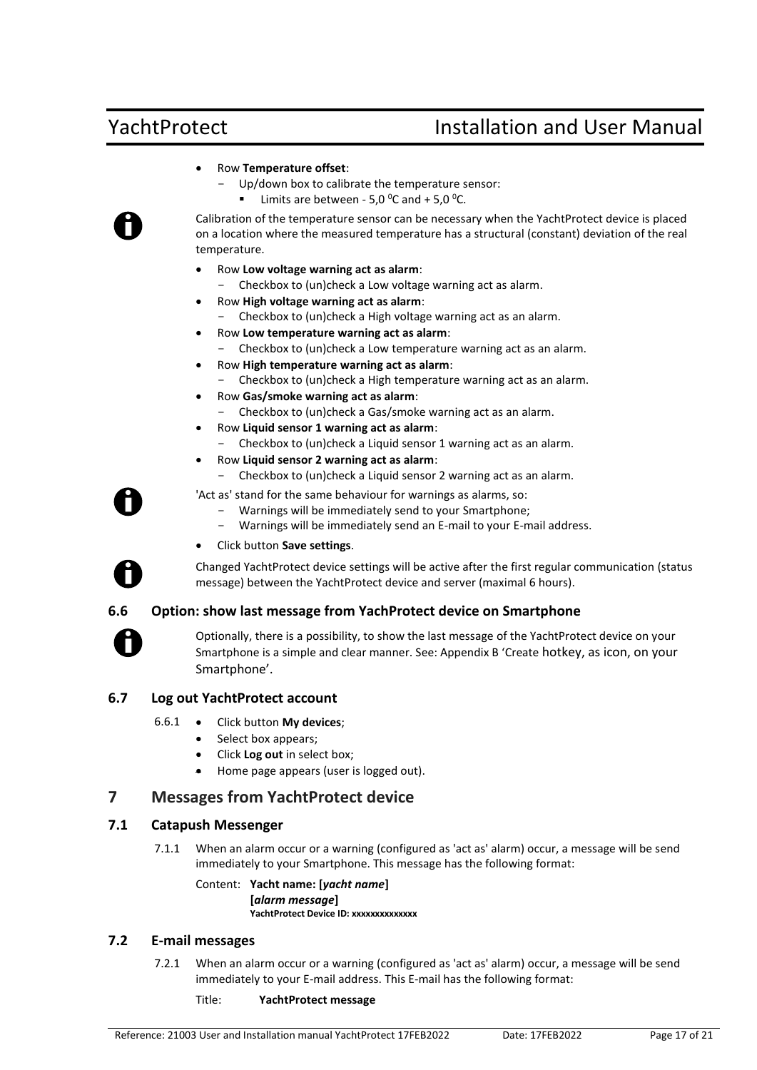- Row **Temperature offset**:
  - Up/down box to calibrate the temperature sensor:
    - Limits are between - 5,0 $^0$C and + 5,0 $^0$C.

Calibration of the temperature sensor can be necessary when the YachtProtect device is placed on a location where the measured temperature has a structural (constant) deviation of the real temperature.

- Row **Low voltage warning act as alarm**:
  - Checkbox to (un)check a Low voltage warning act as alarm.
- Row **High voltage warning act as alarm**:
  - Checkbox to (un)check a High voltage warning act as an alarm.
- Row **Low temperature warning act as alarm**:
  - Checkbox to (un)check a Low temperature warning act as an alarm.
- Row **High temperature warning act as alarm**:
  - Checkbox to (un)check a High temperature warning act as an alarm.
- Row **Gas/smoke warning act as alarm**:
  - Checkbox to (un)check a Gas/smoke warning act as an alarm.
- Row **Liquid sensor 1 warning act as alarm**:
  - Checkbox to (un)check a Liquid sensor 1 warning act as an alarm.
- Row **Liquid sensor 2 warning act as alarm**:
  - Checkbox to (un)check a Liquid sensor 2 warning act as an alarm.

'Act as' stand for the same behaviour for warnings as alarms, so:
  - Warnings will be immediately send to your Smartphone;
  - Warnings will be immediately send an E-mail to your E-mail address.

- Click button **Save settings**.

Changed YachtProtect device settings will be active after the first regular communication (status message) between the YachtProtect device and server (maximal 6 hours).

### 6.6 Option: show last message from YachProtect device on Smartphone

Optionally, there is a possibility, to show the last message of the YachtProtect device on your Smartphone is a simple and clear manner. See: Appendix B 'Create hotkey, as icon, on your Smartphone'.

### 6.7 Log out YachtProtect account

6.6.1
- Click button **My devices**;
- Select box appears;
- Click **Log out** in select box;
- Home page appears (user is logged out).

## 7 Messages from YachtProtect device

### 7.1 Catapush Messenger

7.1.1 When an alarm occur or a warning (configured as 'act as' alarm) occur, a message will be send immediately to your Smartphone. This message has the following format:

Content: **Yacht name: [*yacht name*]**
**[*alarm message*]**
**YachtProtect Device ID: xxxxxxxxxxxxxx**

### 7.2 E-mail messages

7.2.1 When an alarm occur or a warning (configured as 'act as' alarm) occur, a message will be send immediately to your E-mail address. This E-mail has the following format:

Title: **YachtProtect message**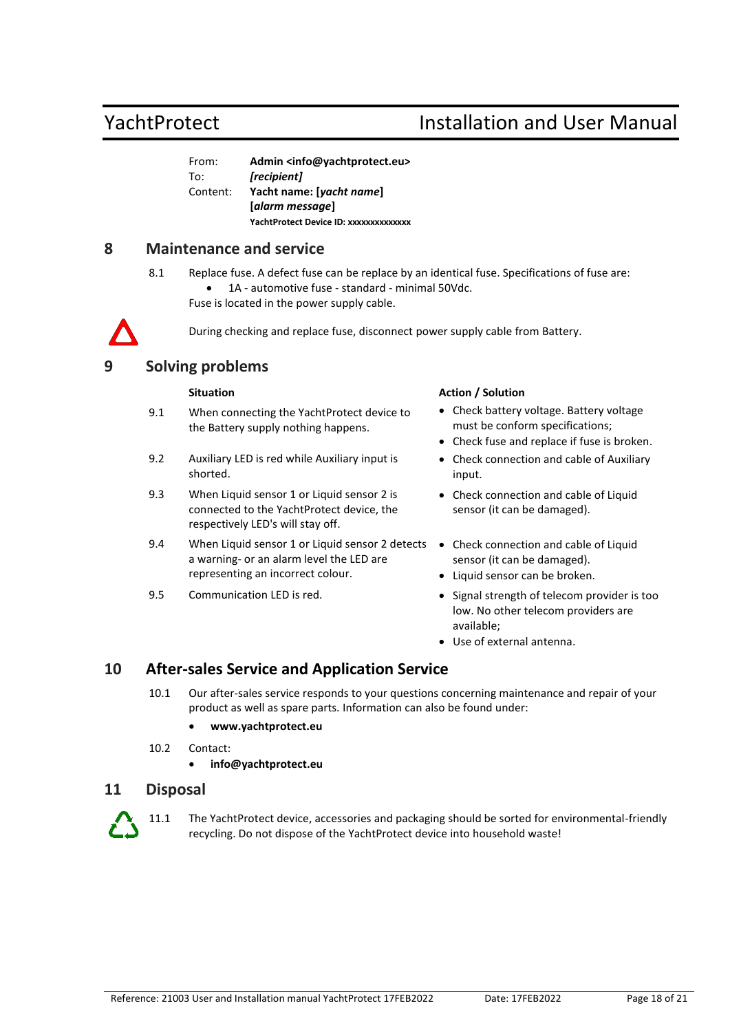From: **Admin <info@yachtprotect.eu>**
To: ***[recipient]***
Content: **Yacht name: [*yacht name*]**
**[*alarm message*]**
**YachtProtect Device ID: xxxxxxxxxxxxxx**

## 8 Maintenance and service

8.1 Replace fuse. A defect fuse can be replace by an identical fuse. Specifications of fuse are:

- 1A - automotive fuse - standard - minimal 50Vdc.

Fuse is located in the power supply cable.

During checking and replace fuse, disconnect power supply cable from Battery.

## 9 Solving problems

| | Situation | Action / Solution |
|---|---|---|
| 9.1 | When connecting the YachtProtect device to the Battery supply nothing happens. | • Check battery voltage. Battery voltage must be conform specifications;<br>• Check fuse and replace if fuse is broken. |
| 9.2 | Auxiliary LED is red while Auxiliary input is shorted. | • Check connection and cable of Auxiliary input. |
| 9.3 | When Liquid sensor 1 or Liquid sensor 2 is connected to the YachtProtect device, the respectively LED's will stay off. | • Check connection and cable of Liquid sensor (it can be damaged). |
| 9.4 | When Liquid sensor 1 or Liquid sensor 2 detects a warning- or an alarm level the LED are representing an incorrect colour. | • Check connection and cable of Liquid sensor (it can be damaged).<br>• Liquid sensor can be broken. |
| 9.5 | Communication LED is red. | • Signal strength of telecom provider is too low. No other telecom providers are available;<br>• Use of external antenna. |

## 10 After-sales Service and Application Service

10.1 Our after-sales service responds to your questions concerning maintenance and repair of your product as well as spare parts. Information can also be found under:

- **www.yachtprotect.eu**

10.2 Contact:

- **info@yachtprotect.eu**

## 11 Disposal

11.1 The YachtProtect device, accessories and packaging should be sorted for environmental-friendly recycling. Do not dispose of the YachtProtect device into household waste!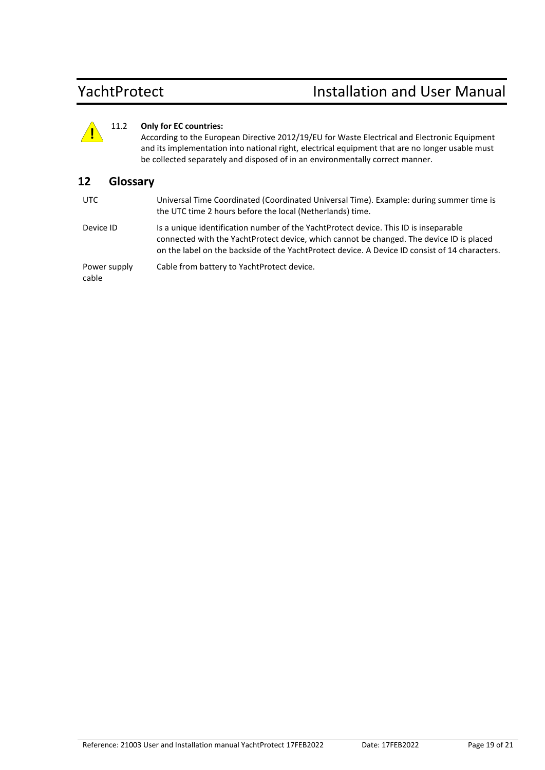11.2 **Only for EC countries:**
According to the European Directive 2012/19/EU for Waste Electrical and Electronic Equipment and its implementation into national right, electrical equipment that are no longer usable must be collected separately and disposed of in an environmentally correct manner.

## 12 Glossary

| | |
|---|---|
| UTC | Universal Time Coordinated (Coordinated Universal Time). Example: during summer time is the UTC time 2 hours before the local (Netherlands) time. |
| Device ID | Is a unique identification number of the YachtProtect device. This ID is inseparable connected with the YachtProtect device, which cannot be changed. The device ID is placed on the label on the backside of the YachtProtect device. A Device ID consist of 14 characters. |
| Power supply cable | Cable from battery to YachtProtect device. |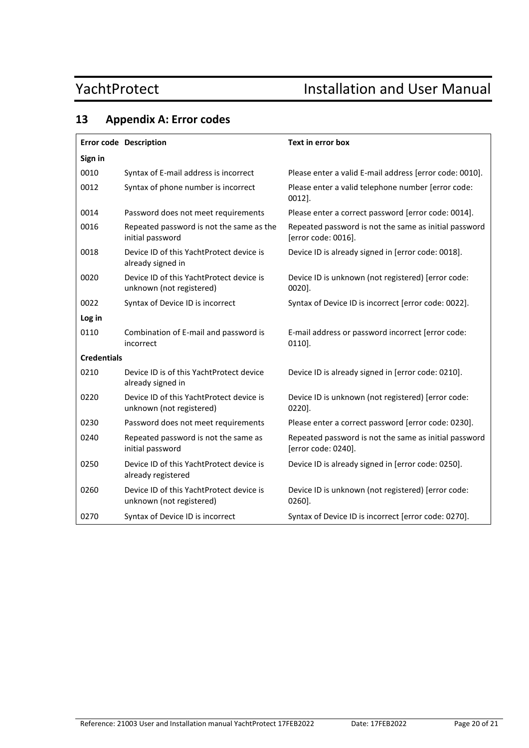## 13 Appendix A: Error codes

| Error code | Description | Text in error box |
|---|---|---|
| **Sign in** | | |
| 0010 | Syntax of E-mail address is incorrect | Please enter a valid E-mail address [error code: 0010]. |
| 0012 | Syntax of phone number is incorrect | Please enter a valid telephone number [error code: 0012]. |
| 0014 | Password does not meet requirements | Please enter a correct password [error code: 0014]. |
| 0016 | Repeated password is not the same as the initial password | Repeated password is not the same as initial password [error code: 0016]. |
| 0018 | Device ID of this YachtProtect device is already signed in | Device ID is already signed in [error code: 0018]. |
| 0020 | Device ID of this YachtProtect device is unknown (not registered) | Device ID is unknown (not registered) [error code: 0020]. |
| 0022 | Syntax of Device ID is incorrect | Syntax of Device ID is incorrect [error code: 0022]. |
| **Log in** | | |
| 0110 | Combination of E-mail and password is incorrect | E-mail address or password incorrect [error code: 0110]. |
| **Credentials** | | |
| 0210 | Device ID is of this YachtProtect device already signed in | Device ID is already signed in [error code: 0210]. |
| 0220 | Device ID of this YachtProtect device is unknown (not registered) | Device ID is unknown (not registered) [error code: 0220]. |
| 0230 | Password does not meet requirements | Please enter a correct password [error code: 0230]. |
| 0240 | Repeated password is not the same as initial password | Repeated password is not the same as initial password [error code: 0240]. |
| 0250 | Device ID of this YachtProtect device is already registered | Device ID is already signed in [error code: 0250]. |
| 0260 | Device ID of this YachtProtect device is unknown (not registered) | Device ID is unknown (not registered) [error code: 0260]. |
| 0270 | Syntax of Device ID is incorrect | Syntax of Device ID is incorrect [error code: 0270]. |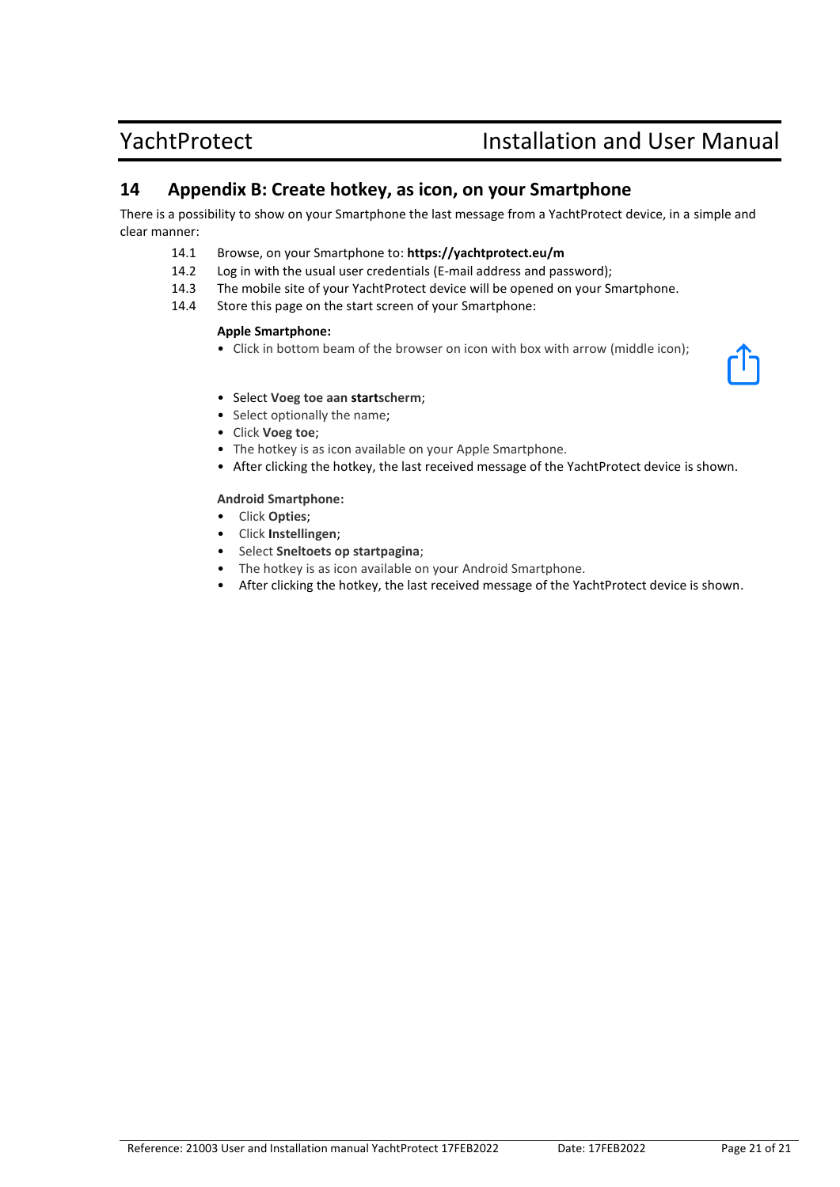## 14 Appendix B: Create hotkey, as icon, on your Smartphone

There is a possibility to show on your Smartphone the last message from a YachtProtect device, in a simple and clear manner:

14.1 Browse, on your Smartphone to: **https://yachtprotect.eu/m**

14.2 Log in with the usual user credentials (E-mail address and password);

14.3 The mobile site of your YachtProtect device will be opened on your Smartphone.

14.4 Store this page on the start screen of your Smartphone:

**Apple Smartphone:**

- Click in bottom beam of the browser on icon with box with arrow (middle icon);
- Select **Voeg toe aan start**scherm;
- Select optionally the name;
- Click **Voeg toe**;
- The hotkey is as icon available on your Apple Smartphone.
- After clicking the hotkey, the last received message of the YachtProtect device is shown.

**Android Smartphone:**

- Click **Opties**;
- Click **Instellingen**;
- Select **Sneltoets op startpagina**;
- The hotkey is as icon available on your Android Smartphone.
- After clicking the hotkey, the last received message of the YachtProtect device is shown.